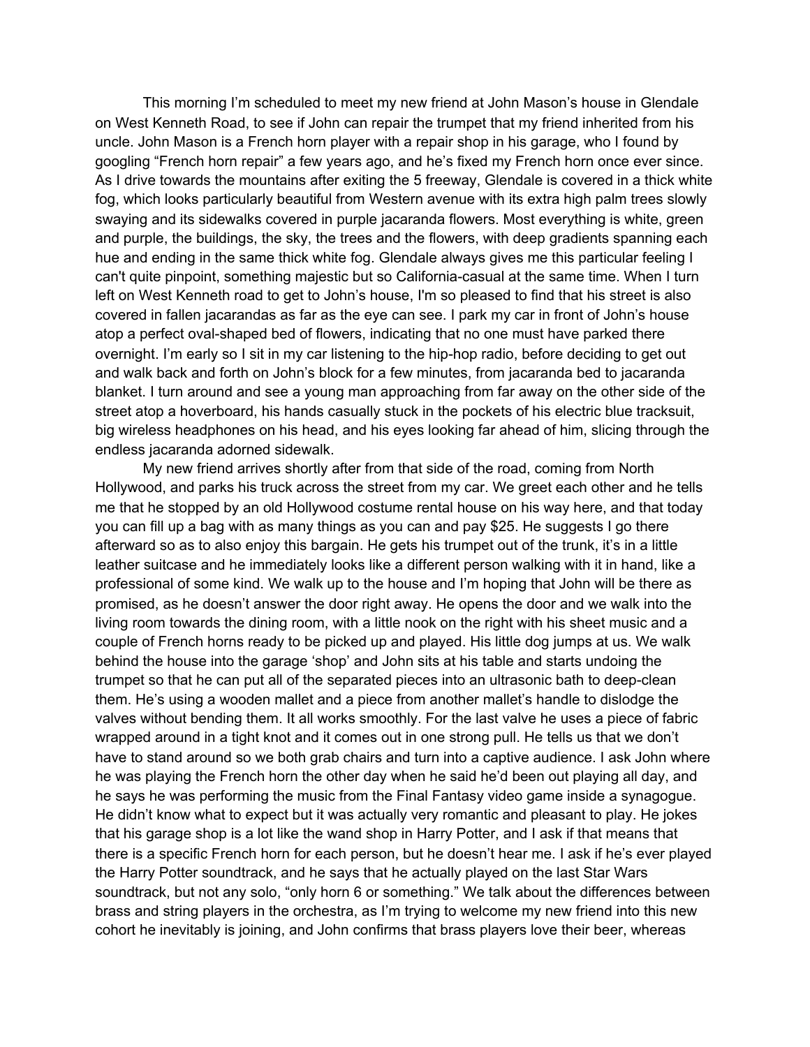This morning I'm scheduled to meet my new friend at John Mason's house in Glendale on West Kenneth Road, to see if John can repair the trumpet that my friend inherited from his uncle. John Mason is a French horn player with a repair shop in his garage, who I found by googling "French horn repair" a few years ago, and he's fixed my French horn once ever since. As I drive towards the mountains after exiting the 5 freeway, Glendale is covered in a thick white fog, which looks particularly beautiful from Western avenue with its extra high palm trees slowly swaying and its sidewalks covered in purple jacaranda flowers. Most everything is white, green and purple, the buildings, the sky, the trees and the flowers, with deep gradients spanning each hue and ending in the same thick white fog. Glendale always gives me this particular feeling I can't quite pinpoint, something majestic but so California-casual at the same time. When I turn left on West Kenneth road to get to John's house, I'm so pleased to find that his street is also covered in fallen jacarandas as far as the eye can see. I park my car in front of John's house atop a perfect oval-shaped bed of flowers, indicating that no one must have parked there overnight. I'm early so I sit in my car listening to the hip-hop radio, before deciding to get out and walk back and forth on John's block for a few minutes, from jacaranda bed to jacaranda blanket. I turn around and see a young man approaching from far away on the other side of the street atop a hoverboard, his hands casually stuck in the pockets of his electric blue tracksuit, big wireless headphones on his head, and his eyes looking far ahead of him, slicing through the endless jacaranda adorned sidewalk.

My new friend arrives shortly after from that side of the road, coming from North Hollywood, and parks his truck across the street from my car. We greet each other and he tells me that he stopped by an old Hollywood costume rental house on his way here, and that today you can fill up a bag with as many things as you can and pay $25. He suggests I go there afterward so as to also enjoy this bargain. He gets his trumpet out of the trunk, it's in a little leather suitcase and he immediately looks like a different person walking with it in hand, like a professional of some kind. We walk up to the house and I'm hoping that John will be there as promised, as he doesn't answer the door right away. He opens the door and we walk into the living room towards the dining room, with a little nook on the right with his sheet music and a couple of French horns ready to be picked up and played. His little dog jumps at us. We walk behind the house into the garage 'shop' and John sits at his table and starts undoing the trumpet so that he can put all of the separated pieces into an ultrasonic bath to deep-clean them. He's using a wooden mallet and a piece from another mallet's handle to dislodge the valves without bending them. It all works smoothly. For the last valve he uses a piece of fabric wrapped around in a tight knot and it comes out in one strong pull. He tells us that we don't have to stand around so we both grab chairs and turn into a captive audience. I ask John where he was playing the French horn the other day when he said he'd been out playing all day, and he says he was performing the music from the Final Fantasy video game inside a synagogue. He didn't know what to expect but it was actually very romantic and pleasant to play. He jokes that his garage shop is a lot like the wand shop in Harry Potter, and I ask if that means that there is a specific French horn for each person, but he doesn't hear me. I ask if he's ever played the Harry Potter soundtrack, and he says that he actually played on the last Star Wars soundtrack, but not any solo, "only horn 6 or something." We talk about the differences between brass and string players in the orchestra, as I'm trying to welcome my new friend into this new cohort he inevitably is joining, and John confirms that brass players love their beer, whereas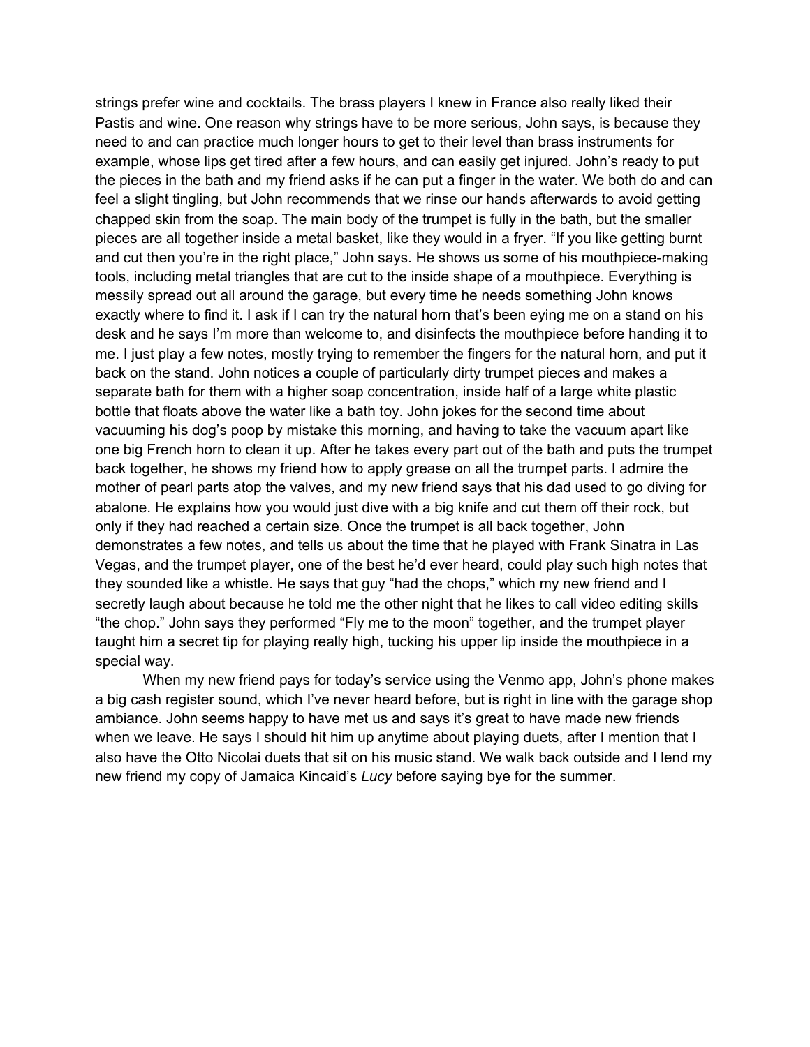strings prefer wine and cocktails. The brass players I knew in France also really liked their Pastis and wine. One reason why strings have to be more serious, John says, is because they need to and can practice much longer hours to get to their level than brass instruments for example, whose lips get tired after a few hours, and can easily get injured. John's ready to put the pieces in the bath and my friend asks if he can put a finger in the water. We both do and can feel a slight tingling, but John recommends that we rinse our hands afterwards to avoid getting chapped skin from the soap. The main body of the trumpet is fully in the bath, but the smaller pieces are all together inside a metal basket, like they would in a fryer. "If you like getting burnt and cut then you're in the right place," John says. He shows us some of his mouthpiece-making tools, including metal triangles that are cut to the inside shape of a mouthpiece. Everything is messily spread out all around the garage, but every time he needs something John knows exactly where to find it. I ask if I can try the natural horn that's been eying me on a stand on his desk and he says I'm more than welcome to, and disinfects the mouthpiece before handing it to me. I just play a few notes, mostly trying to remember the fingers for the natural horn, and put it back on the stand. John notices a couple of particularly dirty trumpet pieces and makes a separate bath for them with a higher soap concentration, inside half of a large white plastic bottle that floats above the water like a bath toy. John jokes for the second time about vacuuming his dog's poop by mistake this morning, and having to take the vacuum apart like one big French horn to clean it up. After he takes every part out of the bath and puts the trumpet back together, he shows my friend how to apply grease on all the trumpet parts. I admire the mother of pearl parts atop the valves, and my new friend says that his dad used to go diving for abalone. He explains how you would just dive with a big knife and cut them off their rock, but only if they had reached a certain size. Once the trumpet is all back together, John demonstrates a few notes, and tells us about the time that he played with Frank Sinatra in Las Vegas, and the trumpet player, one of the best he'd ever heard, could play such high notes that they sounded like a whistle. He says that guy "had the chops," which my new friend and I secretly laugh about because he told me the other night that he likes to call video editing skills "the chop." John says they performed "Fly me to the moon" together, and the trumpet player taught him a secret tip for playing really high, tucking his upper lip inside the mouthpiece in a special way.

When my new friend pays for today's service using the Venmo app, John's phone makes a big cash register sound, which I've never heard before, but is right in line with the garage shop ambiance. John seems happy to have met us and says it's great to have made new friends when we leave. He says I should hit him up anytime about playing duets, after I mention that I also have the Otto Nicolai duets that sit on his music stand. We walk back outside and I lend my new friend my copy of Jamaica Kincaid's *Lucy* before saying bye for the summer.